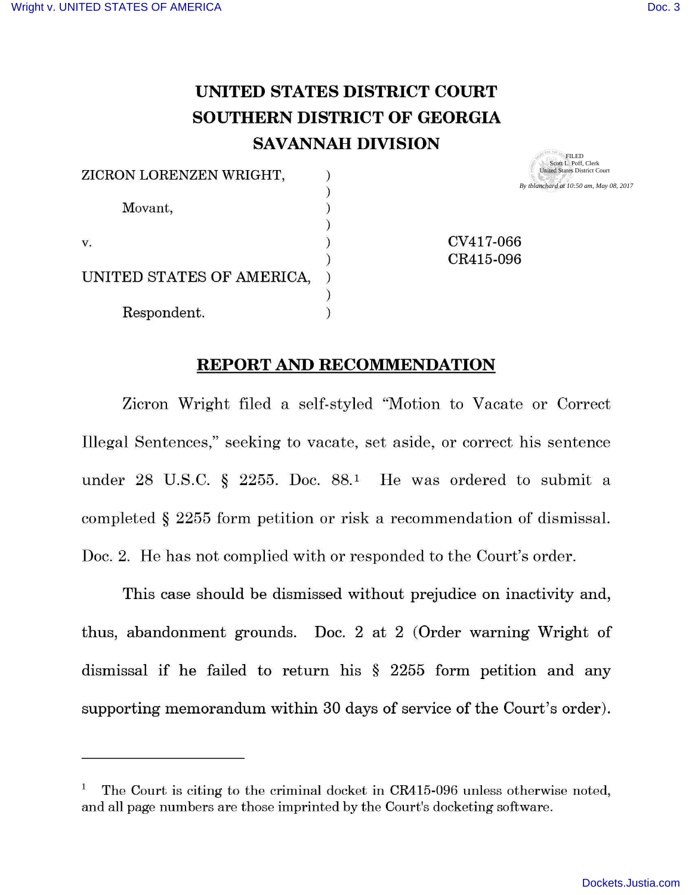# UNITED STATES DISTRICT COURT
# SOUTHERN DISTRICT OF GEORGIA
# SAVANNAH DIVISION

FILED
Scott L. Poff, Clerk
United States District Court
*By tblanchard at 10:50 am, May 08, 2017*

ZICRON LORENZEN WRIGHT, )
)
Movant, )
)
v. ) CV417-066
) CR415-096
UNITED STATES OF AMERICA, )
)
Respondent. )

## REPORT AND RECOMMENDATION

Zicron Wright filed a self-styled "Motion to Vacate or Correct Illegal Sentences," seeking to vacate, set aside, or correct his sentence under 28 U.S.C. § 2255. Doc. 88.[1] He was ordered to submit a completed § 2255 form petition or risk a recommendation of dismissal. Doc. 2. He has not complied with or responded to the Court's order.

This case should be dismissed without prejudice on inactivity and, thus, abandonment grounds. Doc. 2 at 2 (Order warning Wright of dismissal if he failed to return his § 2255 form petition and any supporting memorandum within 30 days of service of the Court's order).

---

[1] The Court is citing to the criminal docket in CR415-096 unless otherwise noted, and all page numbers are those imprinted by the Court's docketing software.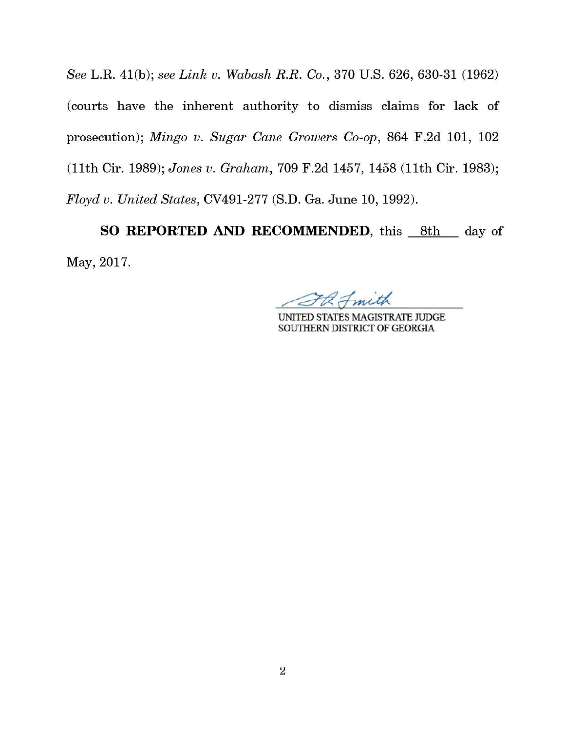*See* L.R. 41(b); *see Link v. Wabash R.R. Co.*, 370 U.S. 626, 630-31 (1962) (courts have the inherent authority to dismiss claims for lack of prosecution); *Mingo v. Sugar Cane Growers Co-op*, 864 F.2d 101, 102 (11th Cir. 1989); *Jones v. Graham*, 709 F.2d 1457, 1458 (11th Cir. 1983); *Floyd v. United States*, CV491-277 (S.D. Ga. June 10, 1992).

**SO REPORTED AND RECOMMENDED**, this 8th day of May, 2017.

UNITED STATES MAGISTRATE JUDGE
SOUTHERN DISTRICT OF GEORGIA